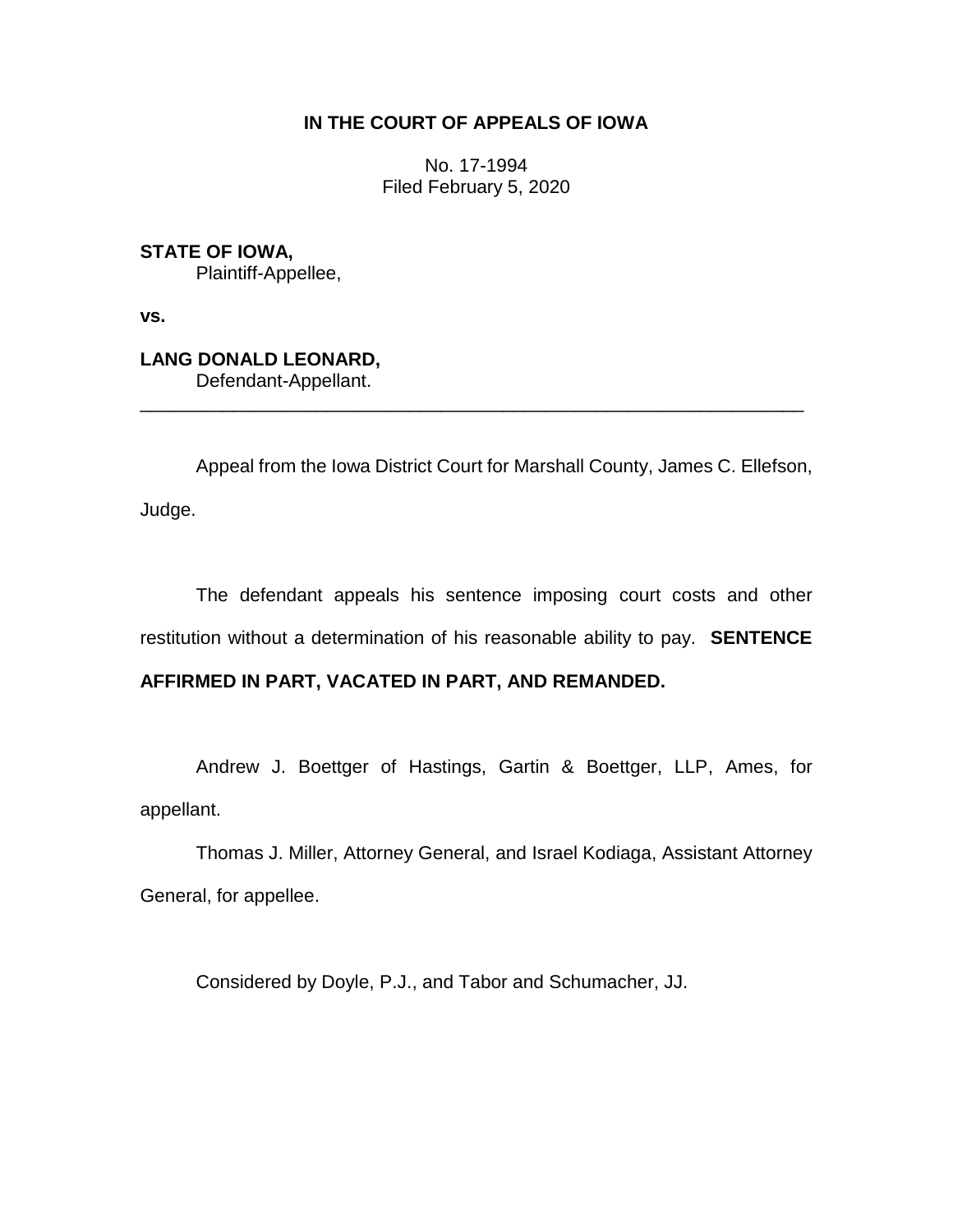# IN THE COURT OF APPEALS OF IOWA

No. 17-1994
Filed February 5, 2020

**STATE OF IOWA,**
Plaintiff-Appellee,

**vs.**

**LANG DONALD LEONARD,**
Defendant-Appellant.

---

Appeal from the Iowa District Court for Marshall County, James C. Ellefson, Judge.

The defendant appeals his sentence imposing court costs and other restitution without a determination of his reasonable ability to pay. **SENTENCE AFFIRMED IN PART, VACATED IN PART, AND REMANDED.**

Andrew J. Boettger of Hastings, Gartin & Boettger, LLP, Ames, for appellant.

Thomas J. Miller, Attorney General, and Israel Kodiaga, Assistant Attorney General, for appellee.

Considered by Doyle, P.J., and Tabor and Schumacher, JJ.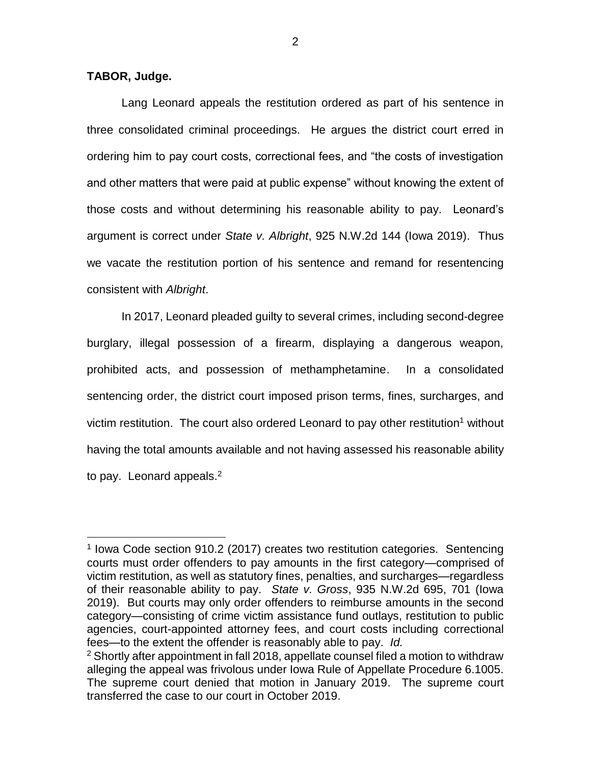**TABOR, Judge.**

Lang Leonard appeals the restitution ordered as part of his sentence in three consolidated criminal proceedings. He argues the district court erred in ordering him to pay court costs, correctional fees, and "the costs of investigation and other matters that were paid at public expense" without knowing the extent of those costs and without determining his reasonable ability to pay. Leonard's argument is correct under *State v. Albright*, 925 N.W.2d 144 (Iowa 2019). Thus we vacate the restitution portion of his sentence and remand for resentencing consistent with *Albright*.

In 2017, Leonard pleaded guilty to several crimes, including second-degree burglary, illegal possession of a firearm, displaying a dangerous weapon, prohibited acts, and possession of methamphetamine. In a consolidated sentencing order, the district court imposed prison terms, fines, surcharges, and victim restitution. The court also ordered Leonard to pay other restitution[1] without having the total amounts available and not having assessed his reasonable ability to pay. Leonard appeals.[2]

---

[1] Iowa Code section 910.2 (2017) creates two restitution categories. Sentencing courts must order offenders to pay amounts in the first category—comprised of victim restitution, as well as statutory fines, penalties, and surcharges—regardless of their reasonable ability to pay. *State v. Gross*, 935 N.W.2d 695, 701 (Iowa 2019). But courts may only order offenders to reimburse amounts in the second category—consisting of crime victim assistance fund outlays, restitution to public agencies, court-appointed attorney fees, and court costs including correctional fees—to the extent the offender is reasonably able to pay. *Id.*

[2] Shortly after appointment in fall 2018, appellate counsel filed a motion to withdraw alleging the appeal was frivolous under Iowa Rule of Appellate Procedure 6.1005. The supreme court denied that motion in January 2019. The supreme court transferred the case to our court in October 2019.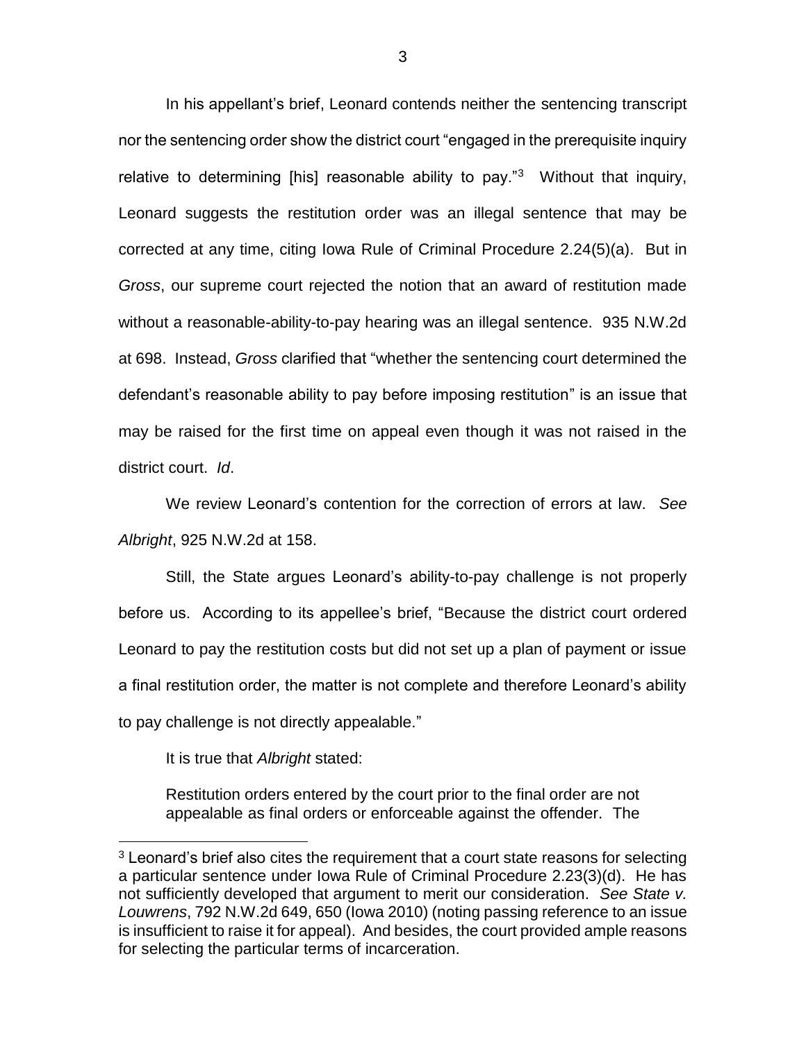In his appellant's brief, Leonard contends neither the sentencing transcript nor the sentencing order show the district court "engaged in the prerequisite inquiry relative to determining [his] reasonable ability to pay."[3] Without that inquiry, Leonard suggests the restitution order was an illegal sentence that may be corrected at any time, citing Iowa Rule of Criminal Procedure 2.24(5)(a). But in *Gross*, our supreme court rejected the notion that an award of restitution made without a reasonable-ability-to-pay hearing was an illegal sentence. 935 N.W.2d at 698. Instead, *Gross* clarified that "whether the sentencing court determined the defendant's reasonable ability to pay before imposing restitution" is an issue that may be raised for the first time on appeal even though it was not raised in the district court. *Id*.

We review Leonard's contention for the correction of errors at law. *See Albright*, 925 N.W.2d at 158.

Still, the State argues Leonard's ability-to-pay challenge is not properly before us. According to its appellee's brief, "Because the district court ordered Leonard to pay the restitution costs but did not set up a plan of payment or issue a final restitution order, the matter is not complete and therefore Leonard's ability to pay challenge is not directly appealable."

It is true that *Albright* stated:

> Restitution orders entered by the court prior to the final order are not appealable as final orders or enforceable against the offender. The

---

[3] Leonard's brief also cites the requirement that a court state reasons for selecting a particular sentence under Iowa Rule of Criminal Procedure 2.23(3)(d). He has not sufficiently developed that argument to merit our consideration. *See State v. Louwrens*, 792 N.W.2d 649, 650 (Iowa 2010) (noting passing reference to an issue is insufficient to raise it for appeal). And besides, the court provided ample reasons for selecting the particular terms of incarceration.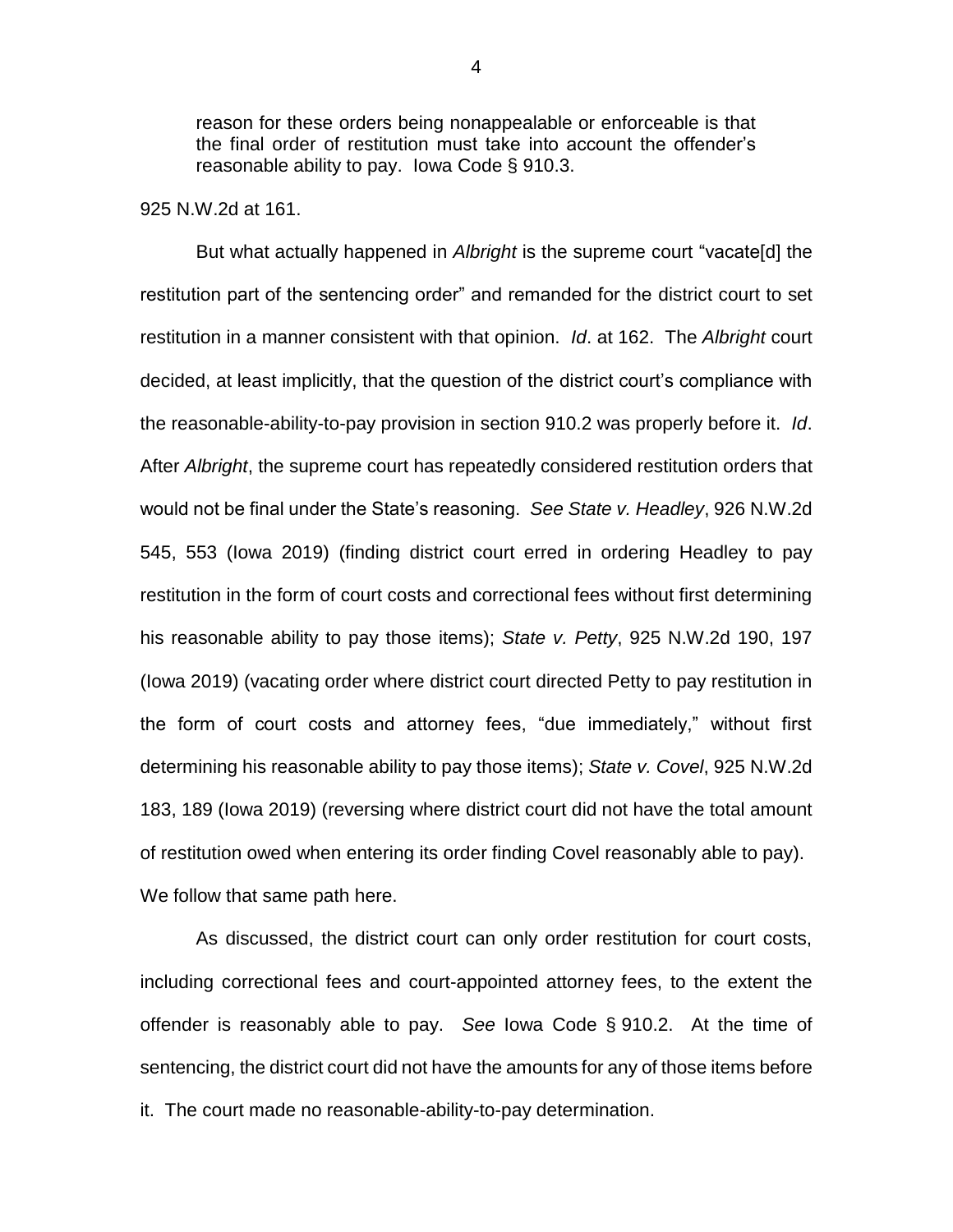> reason for these orders being nonappealable or enforceable is that the final order of restitution must take into account the offender's reasonable ability to pay. Iowa Code § 910.3.

925 N.W.2d at 161.

But what actually happened in *Albright* is the supreme court "vacate[d] the restitution part of the sentencing order" and remanded for the district court to set restitution in a manner consistent with that opinion. *Id*. at 162. The *Albright* court decided, at least implicitly, that the question of the district court's compliance with the reasonable-ability-to-pay provision in section 910.2 was properly before it. *Id*. After *Albright*, the supreme court has repeatedly considered restitution orders that would not be final under the State's reasoning. *See State v. Headley*, 926 N.W.2d 545, 553 (Iowa 2019) (finding district court erred in ordering Headley to pay restitution in the form of court costs and correctional fees without first determining his reasonable ability to pay those items); *State v. Petty*, 925 N.W.2d 190, 197 (Iowa 2019) (vacating order where district court directed Petty to pay restitution in the form of court costs and attorney fees, "due immediately," without first determining his reasonable ability to pay those items); *State v. Covel*, 925 N.W.2d 183, 189 (Iowa 2019) (reversing where district court did not have the total amount of restitution owed when entering its order finding Covel reasonably able to pay). We follow that same path here.

As discussed, the district court can only order restitution for court costs, including correctional fees and court-appointed attorney fees, to the extent the offender is reasonably able to pay. *See* Iowa Code § 910.2. At the time of sentencing, the district court did not have the amounts for any of those items before it. The court made no reasonable-ability-to-pay determination.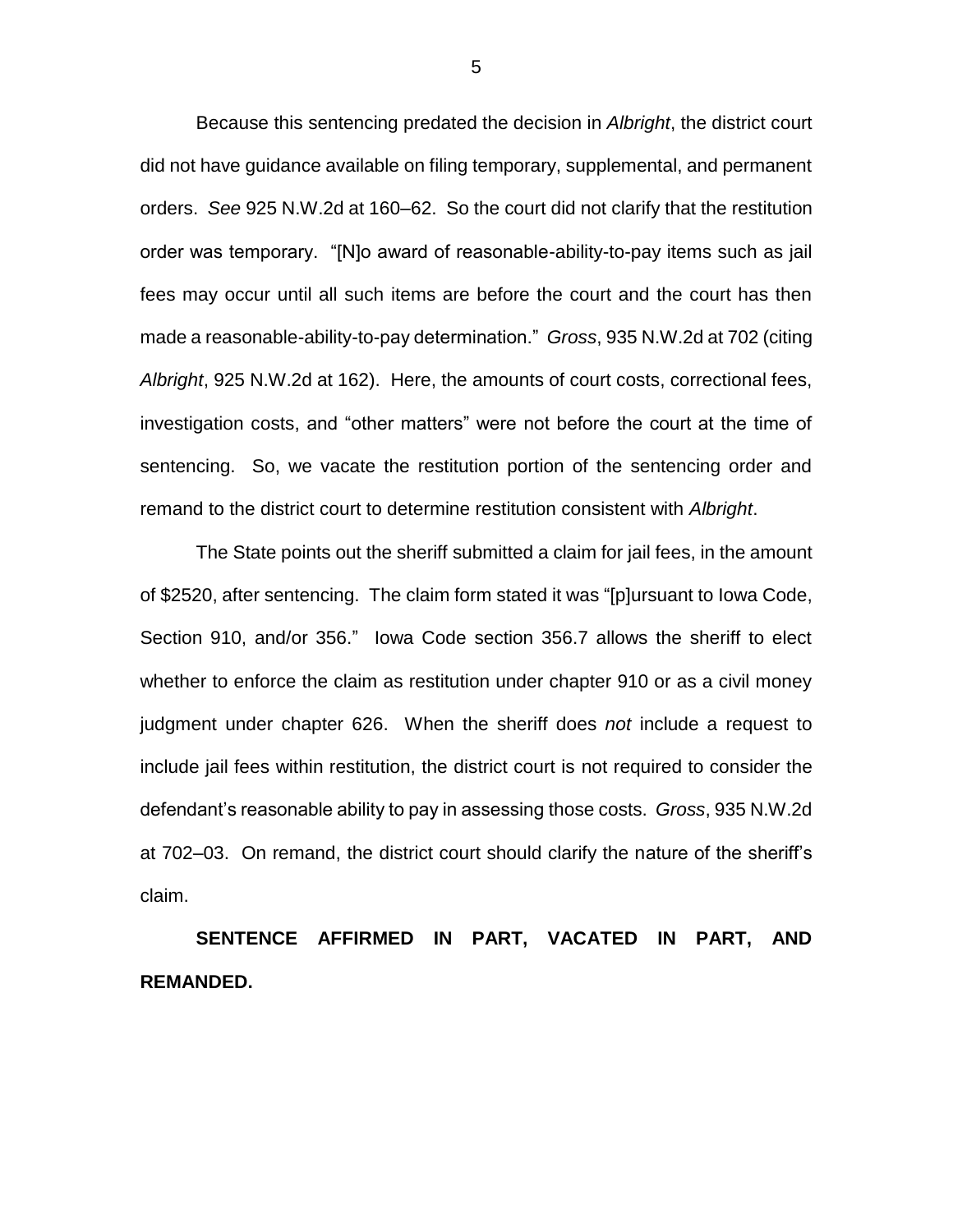Because this sentencing predated the decision in *Albright*, the district court did not have guidance available on filing temporary, supplemental, and permanent orders. *See* 925 N.W.2d at 160–62. So the court did not clarify that the restitution order was temporary. "[N]o award of reasonable-ability-to-pay items such as jail fees may occur until all such items are before the court and the court has then made a reasonable-ability-to-pay determination." *Gross*, 935 N.W.2d at 702 (citing *Albright*, 925 N.W.2d at 162). Here, the amounts of court costs, correctional fees, investigation costs, and "other matters" were not before the court at the time of sentencing. So, we vacate the restitution portion of the sentencing order and remand to the district court to determine restitution consistent with *Albright*.

The State points out the sheriff submitted a claim for jail fees, in the amount of $2520, after sentencing. The claim form stated it was "[p]ursuant to Iowa Code, Section 910, and/or 356." Iowa Code section 356.7 allows the sheriff to elect whether to enforce the claim as restitution under chapter 910 or as a civil money judgment under chapter 626. When the sheriff does *not* include a request to include jail fees within restitution, the district court is not required to consider the defendant's reasonable ability to pay in assessing those costs. *Gross*, 935 N.W.2d at 702–03. On remand, the district court should clarify the nature of the sheriff's claim.

**SENTENCE AFFIRMED IN PART, VACATED IN PART, AND REMANDED.**